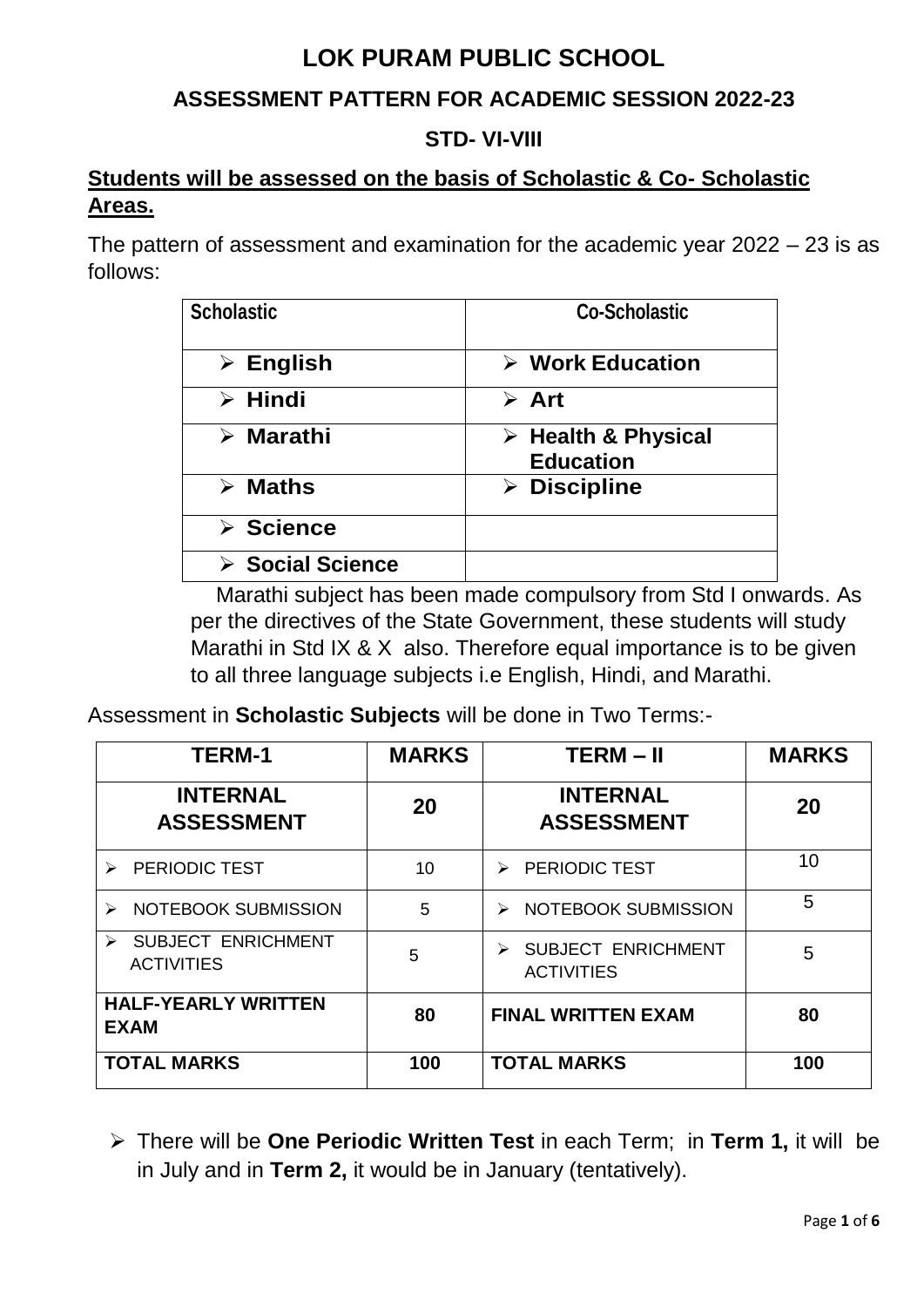# LOK PURAM PUBLIC SCHOOL

## ASSESSMENT PATTERN FOR ACADEMIC SESSION 2022-23

### STD- VI-VIII

**Students will be assessed on the basis of Scholastic & Co- Scholastic Areas.**

The pattern of assessment and examination for the academic year 2022 – 23 is as follows:

| Scholastic | Co-Scholastic |
|---|---|
| ➢ **English** | ➢ **Work Education** |
| ➢ **Hindi** | ➢ **Art** |
| ➢ **Marathi** | ➢ **Health & Physical Education** |
| ➢ **Maths** | ➢ **Discipline** |
| ➢ **Science** | |
| ➢ **Social Science** | |

Marathi subject has been made compulsory from Std I onwards. As per the directives of the State Government, these students will study Marathi in Std IX & X also. Therefore equal importance is to be given to all three language subjects i.e English, Hindi, and Marathi.

Assessment in **Scholastic Subjects** will be done in Two Terms:-

| TERM-1 | MARKS | TERM – II | MARKS |
|---|---|---|---|
| **INTERNAL ASSESSMENT** | **20** | **INTERNAL ASSESSMENT** | **20** |
| ➢ PERIODIC TEST | 10 | ➢ PERIODIC TEST | 10 |
| ➢ NOTEBOOK SUBMISSION | 5 | ➢ NOTEBOOK SUBMISSION | 5 |
| ➢ SUBJECT ENRICHMENT ACTIVITIES | 5 | ➢ SUBJECT ENRICHMENT ACTIVITIES | 5 |
| **HALF-YEARLY WRITTEN EXAM** | **80** | **FINAL WRITTEN EXAM** | **80** |
| **TOTAL MARKS** | **100** | **TOTAL MARKS** | **100** |

- There will be **One Periodic Written Test** in each Term; in **Term 1,** it will be in July and in **Term 2,** it would be in January (tentatively).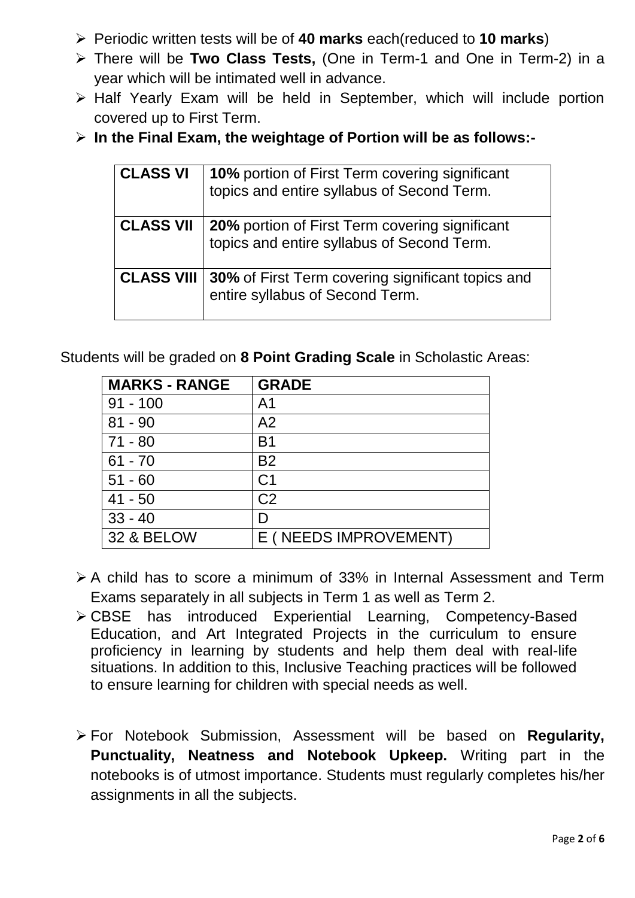- Periodic written tests will be of **40 marks** each(reduced to **10 marks**)
- There will be **Two Class Tests,** (One in Term-1 and One in Term-2) in a year which will be intimated well in advance.
- Half Yearly Exam will be held in September, which will include portion covered up to First Term.
- **In the Final Exam, the weightage of Portion will be as follows:-**

| | |
|---|---|
| **CLASS VI** | **10%** portion of First Term covering significant topics and entire syllabus of Second Term. |
| **CLASS VII** | **20%** portion of First Term covering significant topics and entire syllabus of Second Term. |
| **CLASS VIII** | **30%** of First Term covering significant topics and entire syllabus of Second Term. |

Students will be graded on **8 Point Grading Scale** in Scholastic Areas:

| MARKS - RANGE | GRADE |
|---|---|
| 91 - 100 | A1 |
| 81 - 90 | A2 |
| 71 - 80 | B1 |
| 61 - 70 | B2 |
| 51 - 60 | C1 |
| 41 - 50 | C2 |
| 33 - 40 | D |
| 32 & BELOW | E ( NEEDS IMPROVEMENT) |

- A child has to score a minimum of 33% in Internal Assessment and Term Exams separately in all subjects in Term 1 as well as Term 2.
- CBSE has introduced Experiential Learning, Competency-Based Education, and Art Integrated Projects in the curriculum to ensure proficiency in learning by students and help them deal with real-life situations. In addition to this, Inclusive Teaching practices will be followed to ensure learning for children with special needs as well.
- For Notebook Submission, Assessment will be based on **Regularity, Punctuality, Neatness and Notebook Upkeep.** Writing part in the notebooks is of utmost importance. Students must regularly completes his/her assignments in all the subjects.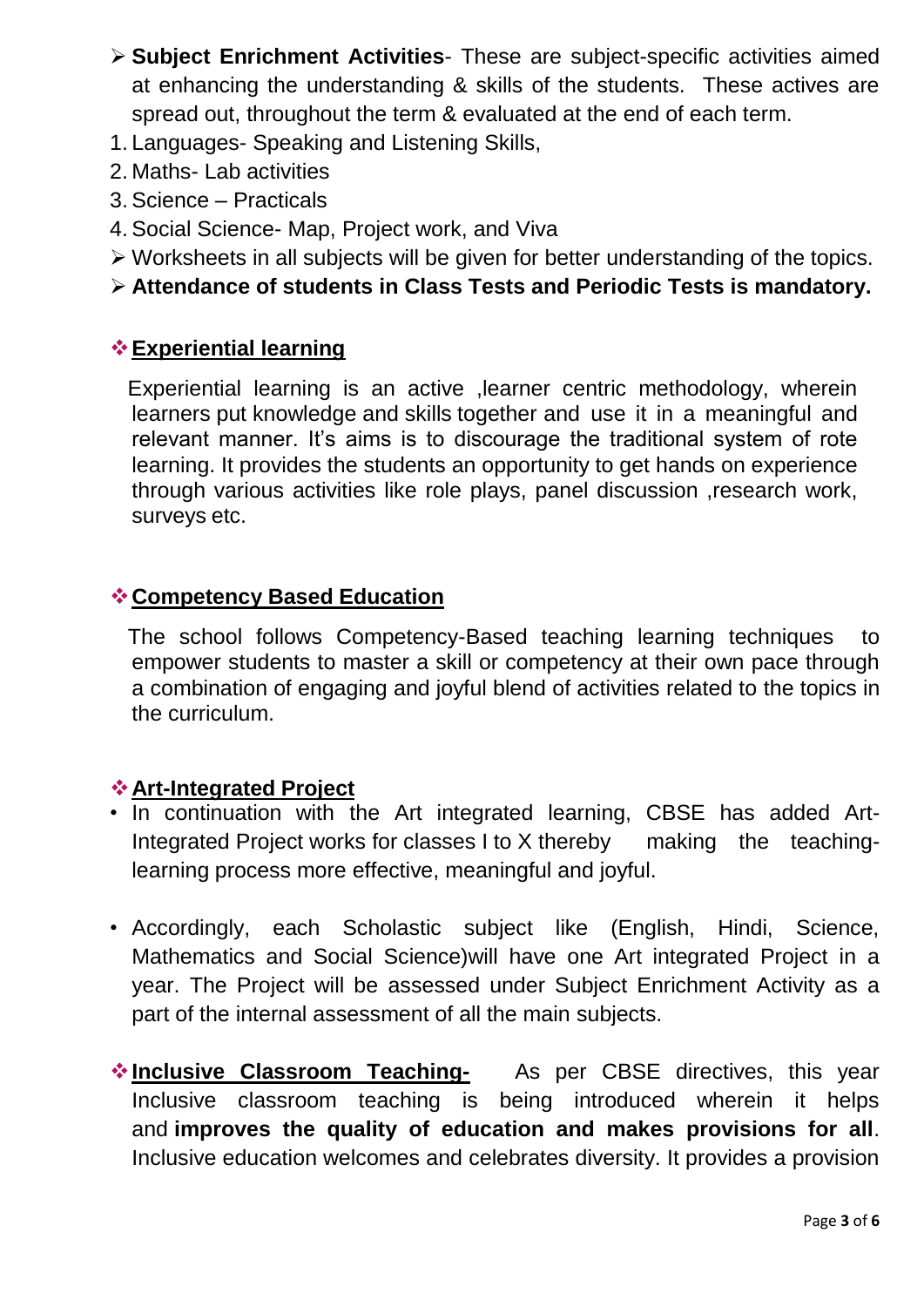- **Subject Enrichment Activities**- These are subject-specific activities aimed at enhancing the understanding & skills of the students. These actives are spread out, throughout the term & evaluated at the end of each term.

1. Languages- Speaking and Listening Skills,
2. Maths- Lab activities
3. Science – Practicals
4. Social Science- Map, Project work, and Viva

- Worksheets in all subjects will be given for better understanding of the topics.
- **Attendance of students in Class Tests and Periodic Tests is mandatory.**

## Experiential learning

Experiential learning is an active ,learner centric methodology, wherein learners put knowledge and skills together and use it in a meaningful and relevant manner. It's aims is to discourage the traditional system of rote learning. It provides the students an opportunity to get hands on experience through various activities like role plays, panel discussion ,research work, surveys etc.

## Competency Based Education

The school follows Competency-Based teaching learning techniques to empower students to master a skill or competency at their own pace through a combination of engaging and joyful blend of activities related to the topics in the curriculum.

## Art-Integrated Project

- In continuation with the Art integrated learning, CBSE has added Art-Integrated Project works for classes I to X thereby making the teaching-learning process more effective, meaningful and joyful.
- Accordingly, each Scholastic subject like (English, Hindi, Science, Mathematics and Social Science)will have one Art integrated Project in a year. The Project will be assessed under Subject Enrichment Activity as a part of the internal assessment of all the main subjects.

## Inclusive Classroom Teaching-

As per CBSE directives, this year Inclusive classroom teaching is being introduced wherein it helps and **improves the quality of education and makes provisions for all**. Inclusive education welcomes and celebrates diversity. It provides a provision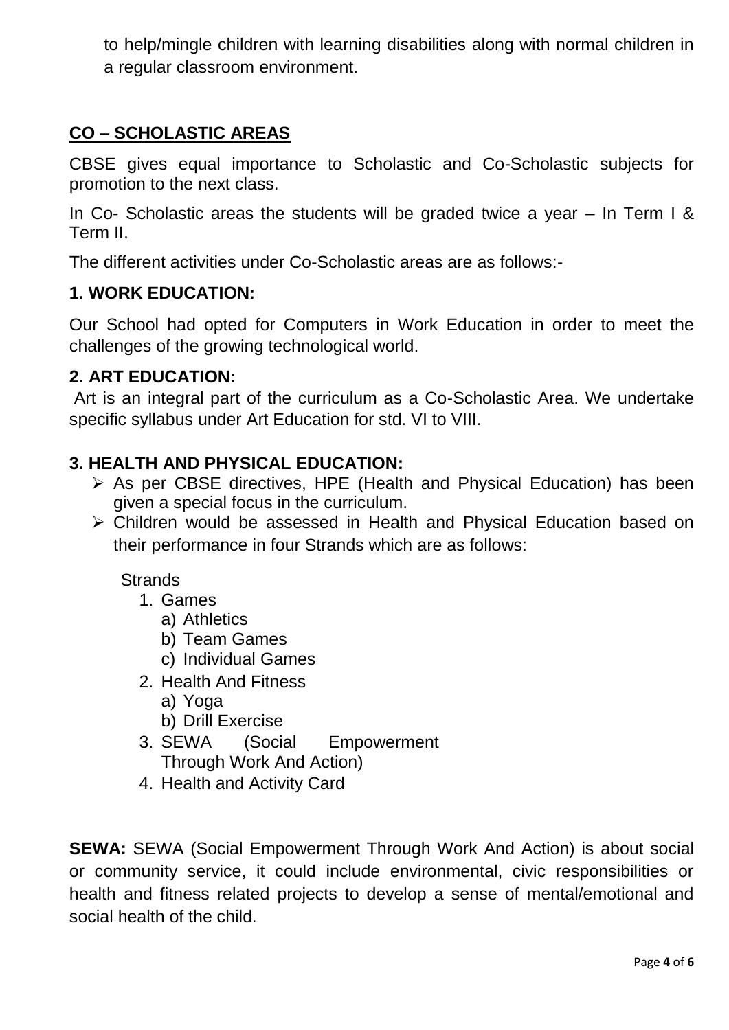to help/mingle children with learning disabilities along with normal children in a regular classroom environment.

## CO – SCHOLASTIC AREAS

CBSE gives equal importance to Scholastic and Co-Scholastic subjects for promotion to the next class.

In Co- Scholastic areas the students will be graded twice a year – In Term I & Term II.

The different activities under Co-Scholastic areas are as follows:-

### 1. WORK EDUCATION:

Our School had opted for Computers in Work Education in order to meet the challenges of the growing technological world.

### 2. ART EDUCATION:

Art is an integral part of the curriculum as a Co-Scholastic Area. We undertake specific syllabus under Art Education for std. VI to VIII.

### 3. HEALTH AND PHYSICAL EDUCATION:

- As per CBSE directives, HPE (Health and Physical Education) has been given a special focus in the curriculum.
- Children would be assessed in Health and Physical Education based on their performance in four Strands which are as follows:

Strands

1. Games
   a) Athletics
   b) Team Games
   c) Individual Games
2. Health And Fitness
   a) Yoga
   b) Drill Exercise
3. SEWA (Social Empowerment Through Work And Action)
4. Health and Activity Card

**SEWA:** SEWA (Social Empowerment Through Work And Action) is about social or community service, it could include environmental, civic responsibilities or health and fitness related projects to develop a sense of mental/emotional and social health of the child.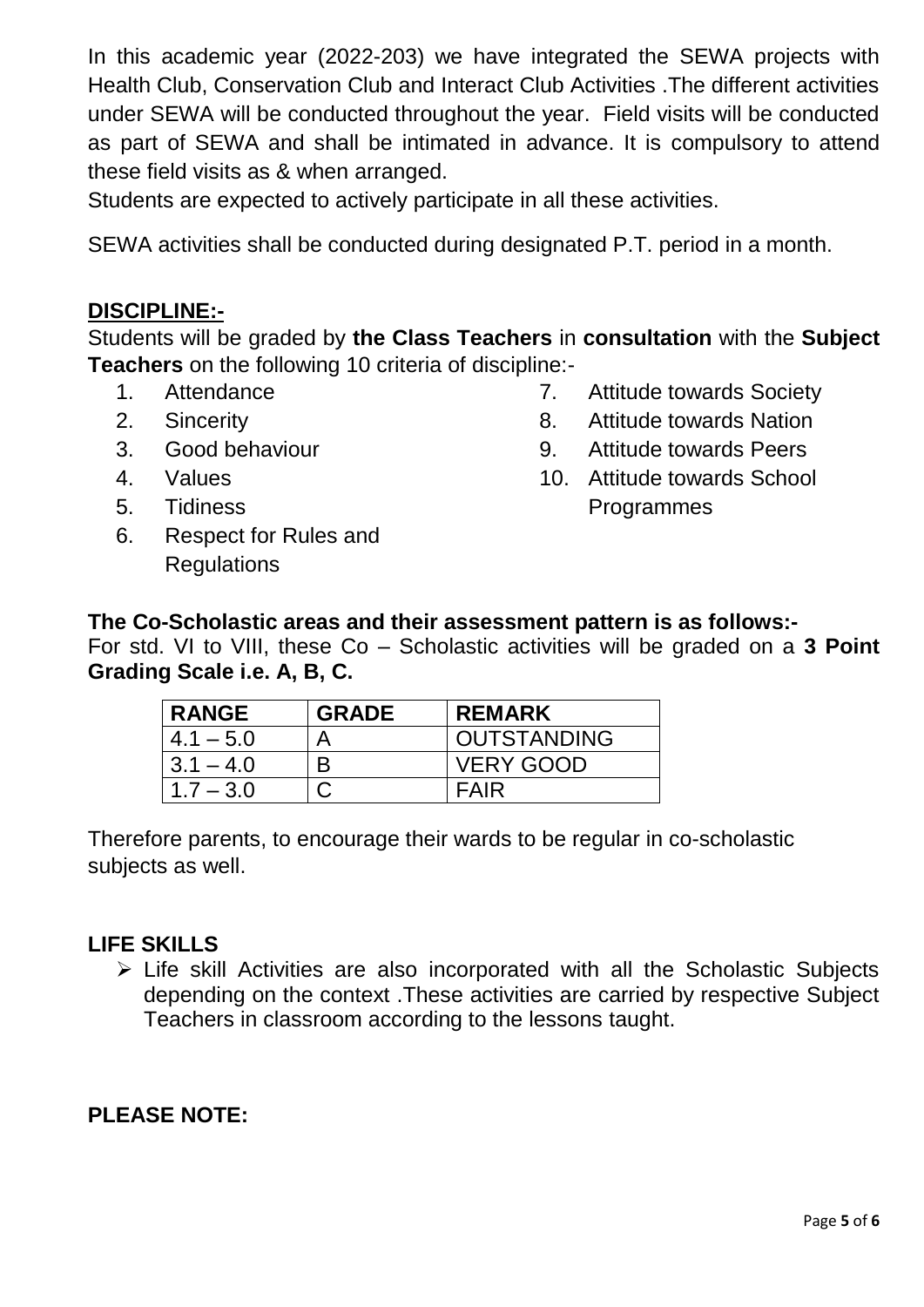In this academic year (2022-203) we have integrated the SEWA projects with Health Club, Conservation Club and Interact Club Activities .The different activities under SEWA will be conducted throughout the year. Field visits will be conducted as part of SEWA and shall be intimated in advance. It is compulsory to attend these field visits as & when arranged.

Students are expected to actively participate in all these activities.

SEWA activities shall be conducted during designated P.T. period in a month.

## DISCIPLINE:-

Students will be graded by **the Class Teachers** in **consultation** with the **Subject Teachers** on the following 10 criteria of discipline:-

1. Attendance
2. Sincerity
3. Good behaviour
4. Values
5. Tidiness
6. Respect for Rules and Regulations
7. Attitude towards Society
8. Attitude towards Nation
9. Attitude towards Peers
10. Attitude towards School Programmes

**The Co-Scholastic areas and their assessment pattern is as follows:-**

For std. VI to VIII, these Co – Scholastic activities will be graded on a **3 Point Grading Scale i.e. A, B, C.**

| RANGE | GRADE | REMARK |
|---|---|---|
| 4.1 – 5.0 | A | OUTSTANDING |
| 3.1 – 4.0 | B | VERY GOOD |
| 1.7 – 3.0 | C | FAIR |

Therefore parents, to encourage their wards to be regular in co-scholastic subjects as well.

## LIFE SKILLS

- Life skill Activities are also incorporated with all the Scholastic Subjects depending on the context .These activities are carried by respective Subject Teachers in classroom according to the lessons taught.

## PLEASE NOTE: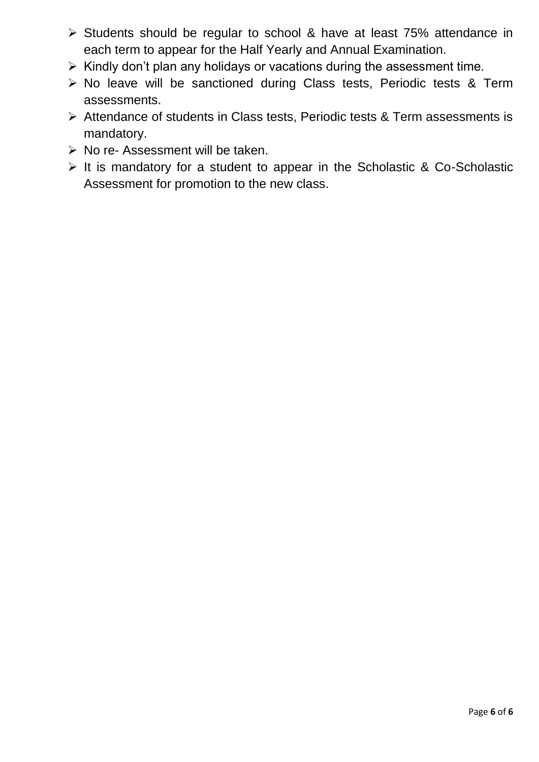- Students should be regular to school & have at least 75% attendance in each term to appear for the Half Yearly and Annual Examination.
- Kindly don't plan any holidays or vacations during the assessment time.
- No leave will be sanctioned during Class tests, Periodic tests & Term assessments.
- Attendance of students in Class tests, Periodic tests & Term assessments is mandatory.
- No re- Assessment will be taken.
- It is mandatory for a student to appear in the Scholastic & Co-Scholastic Assessment for promotion to the new class.